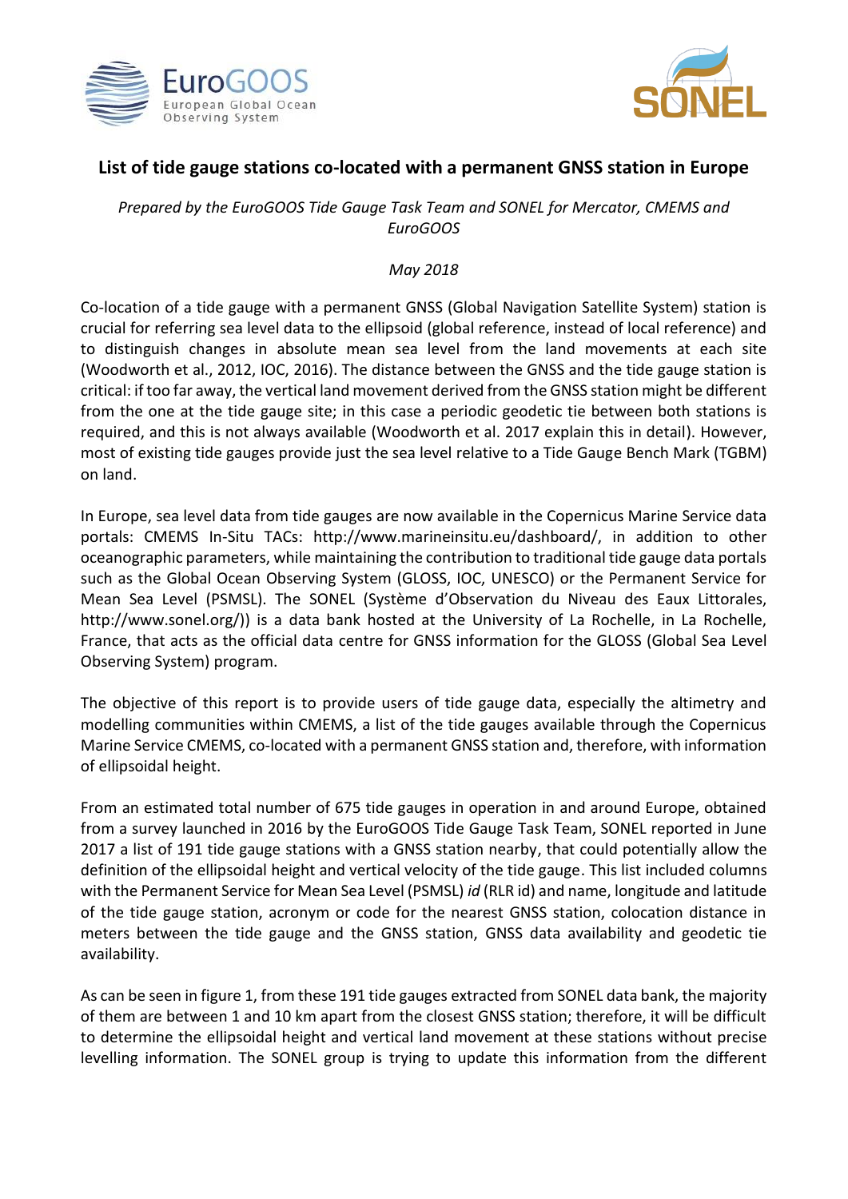# List of tide gauge stations co-located with a permanent GNSS station in Europe

*Prepared by the EuroGOOS Tide Gauge Task Team and SONEL for Mercator, CMEMS and EuroGOOS*

*May 2018*

Co-location of a tide gauge with a permanent GNSS (Global Navigation Satellite System) station is crucial for referring sea level data to the ellipsoid (global reference, instead of local reference) and to distinguish changes in absolute mean sea level from the land movements at each site (Woodworth et al., 2012, IOC, 2016). The distance between the GNSS and the tide gauge station is critical: if too far away, the vertical land movement derived from the GNSS station might be different from the one at the tide gauge site; in this case a periodic geodetic tie between both stations is required, and this is not always available (Woodworth et al. 2017 explain this in detail). However, most of existing tide gauges provide just the sea level relative to a Tide Gauge Bench Mark (TGBM) on land.

In Europe, sea level data from tide gauges are now available in the Copernicus Marine Service data portals: CMEMS In-Situ TACs: http://www.marineinsitu.eu/dashboard/, in addition to other oceanographic parameters, while maintaining the contribution to traditional tide gauge data portals such as the Global Ocean Observing System (GLOSS, IOC, UNESCO) or the Permanent Service for Mean Sea Level (PSMSL). The SONEL (Système d'Observation du Niveau des Eaux Littorales, http://www.sonel.org/)) is a data bank hosted at the University of La Rochelle, in La Rochelle, France, that acts as the official data centre for GNSS information for the GLOSS (Global Sea Level Observing System) program.

The objective of this report is to provide users of tide gauge data, especially the altimetry and modelling communities within CMEMS, a list of the tide gauges available through the Copernicus Marine Service CMEMS, co-located with a permanent GNSS station and, therefore, with information of ellipsoidal height.

From an estimated total number of 675 tide gauges in operation in and around Europe, obtained from a survey launched in 2016 by the EuroGOOS Tide Gauge Task Team, SONEL reported in June 2017 a list of 191 tide gauge stations with a GNSS station nearby, that could potentially allow the definition of the ellipsoidal height and vertical velocity of the tide gauge. This list included columns with the Permanent Service for Mean Sea Level (PSMSL) *id* (RLR id) and name, longitude and latitude of the tide gauge station, acronym or code for the nearest GNSS station, colocation distance in meters between the tide gauge and the GNSS station, GNSS data availability and geodetic tie availability.

As can be seen in figure 1, from these 191 tide gauges extracted from SONEL data bank, the majority of them are between 1 and 10 km apart from the closest GNSS station; therefore, it will be difficult to determine the ellipsoidal height and vertical land movement at these stations without precise levelling information. The SONEL group is trying to update this information from the different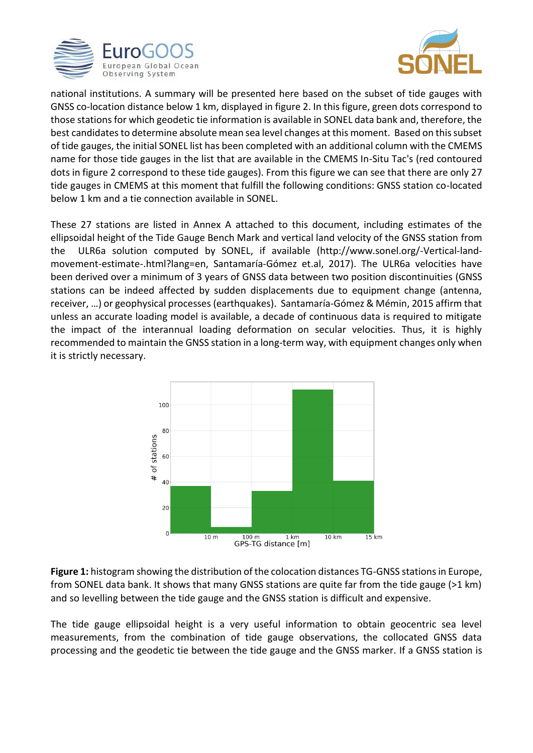national institutions. A summary will be presented here based on the subset of tide gauges with GNSS co-location distance below 1 km, displayed in figure 2. In this figure, green dots correspond to those stations for which geodetic tie information is available in SONEL data bank and, therefore, the best candidates to determine absolute mean sea level changes at this moment. Based on this subset of tide gauges, the initial SONEL list has been completed with an additional column with the CMEMS name for those tide gauges in the list that are available in the CMEMS In-Situ Tac's (red contoured dots in figure 2 correspond to these tide gauges). From this figure we can see that there are only 27 tide gauges in CMEMS at this moment that fulfill the following conditions: GNSS station co-located below 1 km and a tie connection available in SONEL.

These 27 stations are listed in Annex A attached to this document, including estimates of the ellipsoidal height of the Tide Gauge Bench Mark and vertical land velocity of the GNSS station from the ULR6a solution computed by SONEL, if available (http://www.sonel.org/-Vertical-land-movement-estimate-.html?lang=en, Santamaría-Gómez et.al, 2017). The ULR6a velocities have been derived over a minimum of 3 years of GNSS data between two position discontinuities (GNSS stations can be indeed affected by sudden displacements due to equipment change (antenna, receiver, …) or geophysical processes (earthquakes). Santamaría-Gómez & Mémin, 2015 affirm that unless an accurate loading model is available, a decade of continuous data is required to mitigate the impact of the interannual loading deformation on secular velocities. Thus, it is highly recommended to maintain the GNSS station in a long-term way, with equipment changes only when it is strictly necessary.

**Figure 1:** histogram showing the distribution of the colocation distances TG-GNSS stations in Europe, from SONEL data bank. It shows that many GNSS stations are quite far from the tide gauge (>1 km) and so levelling between the tide gauge and the GNSS station is difficult and expensive.

The tide gauge ellipsoidal height is a very useful information to obtain geocentric sea level measurements, from the combination of tide gauge observations, the collocated GNSS data processing and the geodetic tie between the tide gauge and the GNSS marker. If a GNSS station is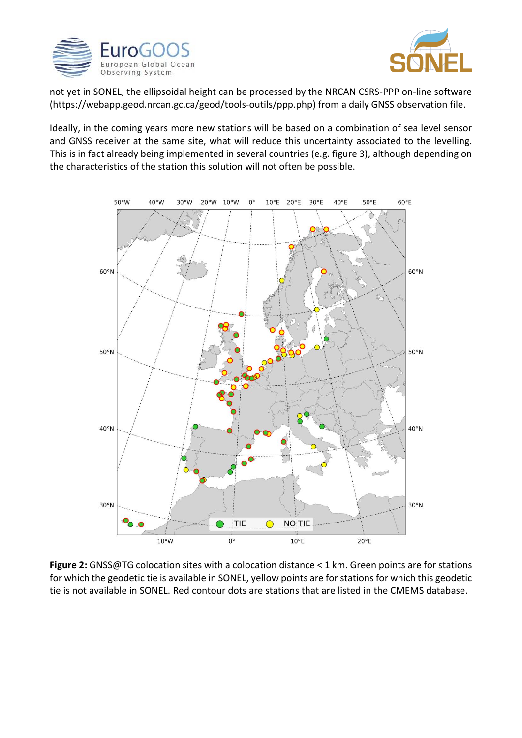not yet in SONEL, the ellipsoidal height can be processed by the NRCAN CSRS-PPP on-line software (https://webapp.geod.nrcan.gc.ca/geod/tools-outils/ppp.php) from a daily GNSS observation file.

Ideally, in the coming years more new stations will be based on a combination of sea level sensor and GNSS receiver at the same site, what will reduce this uncertainty associated to the levelling. This is in fact already being implemented in several countries (e.g. figure 3), although depending on the characteristics of the station this solution will not often be possible.

**Figure 2:** GNSS@TG colocation sites with a colocation distance < 1 km. Green points are for stations for which the geodetic tie is available in SONEL, yellow points are for stations for which this geodetic tie is not available in SONEL. Red contour dots are stations that are listed in the CMEMS database.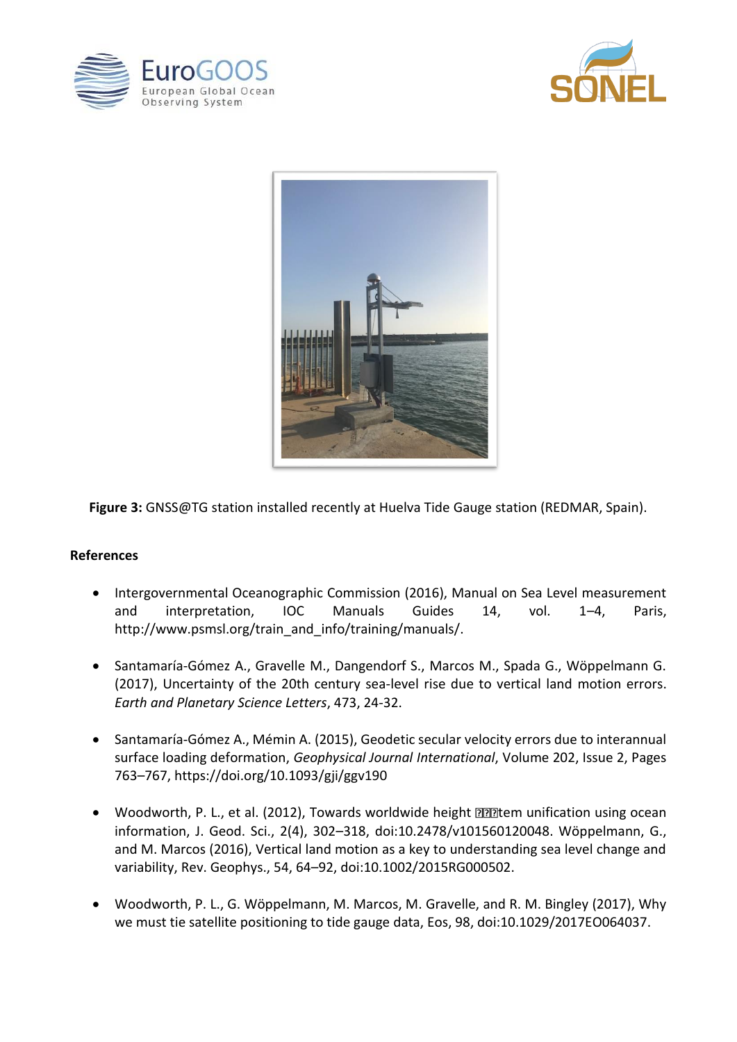**Figure 3:** GNSS@TG station installed recently at Huelva Tide Gauge station (REDMAR, Spain).

**References**

- Intergovernmental Oceanographic Commission (2016), Manual on Sea Level measurement and interpretation, IOC Manuals Guides 14, vol. 1–4, Paris, http://www.psmsl.org/train_and_info/training/manuals/.

- Santamaría-Gómez A., Gravelle M., Dangendorf S., Marcos M., Spada G., Wöppelmann G. (2017), Uncertainty of the 20th century sea-level rise due to vertical land motion errors. *Earth and Planetary Science Letters*, 473, 24-32.

- Santamaría-Gómez A., Mémin A. (2015), Geodetic secular velocity errors due to interannual surface loading deformation, *Geophysical Journal International*, Volume 202, Issue 2, Pages 763–767, https://doi.org/10.1093/gji/ggv190

- Woodworth, P. L., et al. (2012), Towards worldwide height ���tem unification using ocean information, J. Geod. Sci., 2(4), 302–318, doi:10.2478/v101560120048. Wöppelmann, G., and M. Marcos (2016), Vertical land motion as a key to understanding sea level change and variability, Rev. Geophys., 54, 64–92, doi:10.1002/2015RG000502.

- Woodworth, P. L., G. Wöppelmann, M. Marcos, M. Gravelle, and R. M. Bingley (2017), Why we must tie satellite positioning to tide gauge data, Eos, 98, doi:10.1029/2017EO064037.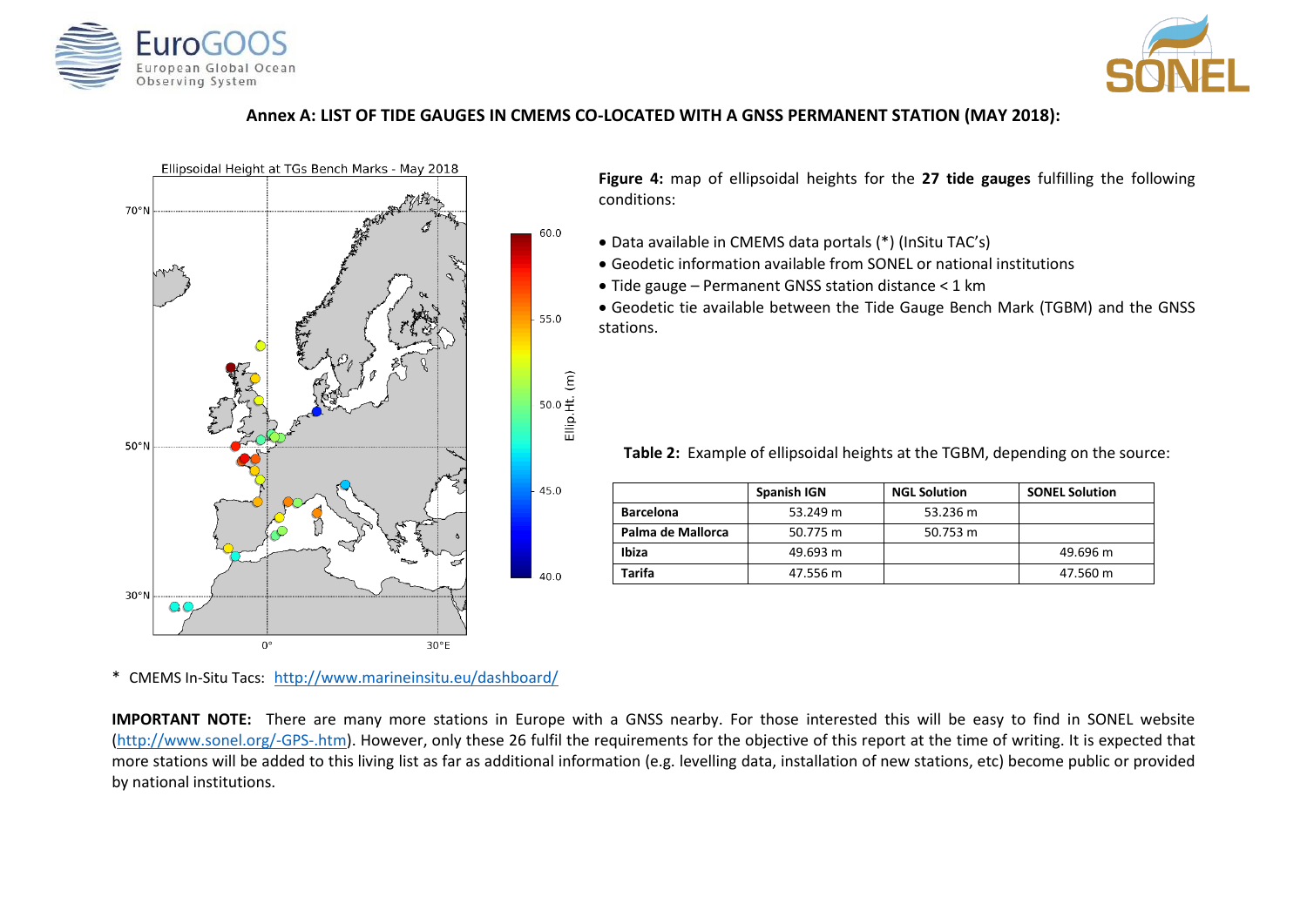## Annex A: LIST OF TIDE GAUGES IN CMEMS CO-LOCATED WITH A GNSS PERMANENT STATION (MAY 2018):

**Figure 4:** map of ellipsoidal heights for the **27 tide gauges** fulfilling the following conditions:

- Data available in CMEMS data portals (*) (InSitu TAC's)
- Geodetic information available from SONEL or national institutions
- Tide gauge – Permanent GNSS station distance < 1 km
- Geodetic tie available between the Tide Gauge Bench Mark (TGBM) and the GNSS stations.

**Table 2:** Example of ellipsoidal heights at the TGBM, depending on the source:

| | Spanish IGN | NGL Solution | SONEL Solution |
|---|---|---|---|
| **Barcelona** | 53.249 m | 53.236 m | |
| **Palma de Mallorca** | 50.775 m | 50.753 m | |
| **Ibiza** | 49.693 m | | 49.696 m |
| **Tarifa** | 47.556 m | | 47.560 m |

\* CMEMS In-Situ Tacs: http://www.marineinsitu.eu/dashboard/

**IMPORTANT NOTE:** There are many more stations in Europe with a GNSS nearby. For those interested this will be easy to find in SONEL website (http://www.sonel.org/-GPS-.htm). However, only these 26 fulfil the requirements for the objective of this report at the time of writing. It is expected that more stations will be added to this living list as far as additional information (e.g. levelling data, installation of new stations, etc) become public or provided by national institutions.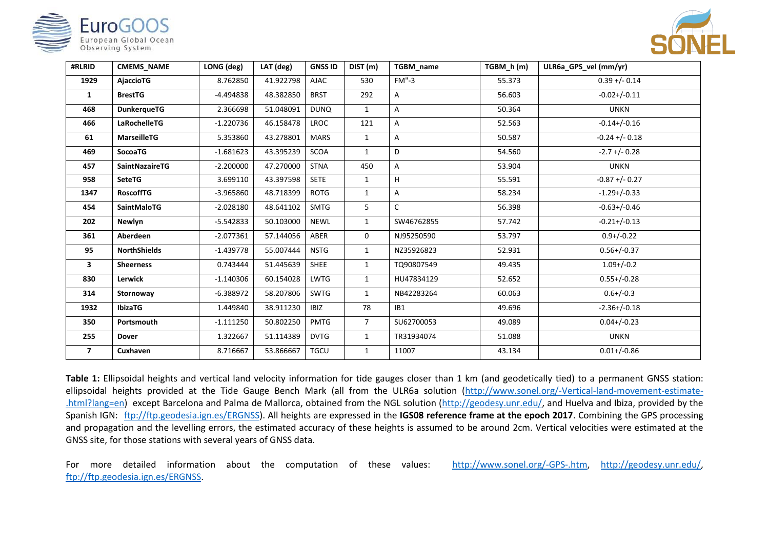| #RLRID | CMEMS_NAME | LONG (deg) | LAT (deg) | GNSS ID | DIST (m) | TGBM_name | TGBM_h (m) | ULR6a_GPS_vel (mm/yr) |
|---|---|---|---|---|---|---|---|---|
| **1929** | **AjaccioTG** | 8.762850 | 41.922798 | AJAC | 530 | FM"-3 | 55.373 | 0.39 +/- 0.14 |
| **1** | **BrestTG** | -4.494838 | 48.382850 | BRST | 292 | A | 56.603 | -0.02+/-0.11 |
| **468** | **DunkerqueTG** | 2.366698 | 51.048091 | DUNQ | 1 | A | 50.364 | UNKN |
| **466** | **LaRochelleTG** | -1.220736 | 46.158478 | LROC | 121 | A | 52.563 | -0.14+/-0.16 |
| **61** | **MarseilleTG** | 5.353860 | 43.278801 | MARS | 1 | A | 50.587 | -0.24 +/- 0.18 |
| **469** | **SocoaTG** | -1.681623 | 43.395239 | SCOA | 1 | D | 54.560 | -2.7 +/- 0.28 |
| **457** | **SaintNazaireTG** | -2.200000 | 47.270000 | STNA | 450 | A | 53.904 | UNKN |
| **958** | **SeteTG** | 3.699110 | 43.397598 | SETE | 1 | H | 55.591 | -0.87 +/- 0.27 |
| **1347** | **RoscoffTG** | -3.965860 | 48.718399 | ROTG | 1 | A | 58.234 | -1.29+/-0.33 |
| **454** | **SaintMaloTG** | -2.028180 | 48.641102 | SMTG | 5 | C | 56.398 | -0.63+/-0.46 |
| **202** | **Newlyn** | -5.542833 | 50.103000 | NEWL | 1 | SW46762855 | 57.742 | -0.21+/-0.13 |
| **361** | **Aberdeen** | -2.077361 | 57.144056 | ABER | 0 | NJ95250590 | 53.797 | 0.9+/-0.22 |
| **95** | **NorthShields** | -1.439778 | 55.007444 | NSTG | 1 | NZ35926823 | 52.931 | 0.56+/-0.37 |
| **3** | **Sheerness** | 0.743444 | 51.445639 | SHEE | 1 | TQ90807549 | 49.435 | 1.09+/-0.2 |
| **830** | **Lerwick** | -1.140306 | 60.154028 | LWTG | 1 | HU47834129 | 52.652 | 0.55+/-0.28 |
| **314** | **Stornoway** | -6.388972 | 58.207806 | SWTG | 1 | NB42283264 | 60.063 | 0.6+/-0.3 |
| **1932** | **IbizaTG** | 1.449840 | 38.911230 | IBIZ | 78 | IB1 | 49.696 | -2.36+/-0.18 |
| **350** | **Portsmouth** | -1.111250 | 50.802250 | PMTG | 7 | SU62700053 | 49.089 | 0.04+/-0.23 |
| **255** | **Dover** | 1.322667 | 51.114389 | DVTG | 1 | TR31934074 | 51.088 | UNKN |
| **7** | **Cuxhaven** | 8.716667 | 53.866667 | TGCU | 1 | 11007 | 43.134 | 0.01+/-0.86 |

**Table 1:** Ellipsoidal heights and vertical land velocity information for tide gauges closer than 1 km (and geodetically tied) to a permanent GNSS station: ellipsoidal heights provided at the Tide Gauge Bench Mark (all from the ULR6a solution (http://www.sonel.org/-Vertical-land-movement-estimate-.html?lang=en) except Barcelona and Palma de Mallorca, obtained from the NGL solution (http://geodesy.unr.edu/, and Huelva and Ibiza, provided by the Spanish IGN: ftp://ftp.geodesia.ign.es/ERGNSS). All heights are expressed in the **IGS08 reference frame at the epoch 2017**. Combining the GPS processing and propagation and the levelling errors, the estimated accuracy of these heights is assumed to be around 2cm. Vertical velocities were estimated at the GNSS site, for those stations with several years of GNSS data.

For more detailed information about the computation of these values: http://www.sonel.org/-GPS-.htm, http://geodesy.unr.edu/, ftp://ftp.geodesia.ign.es/ERGNSS.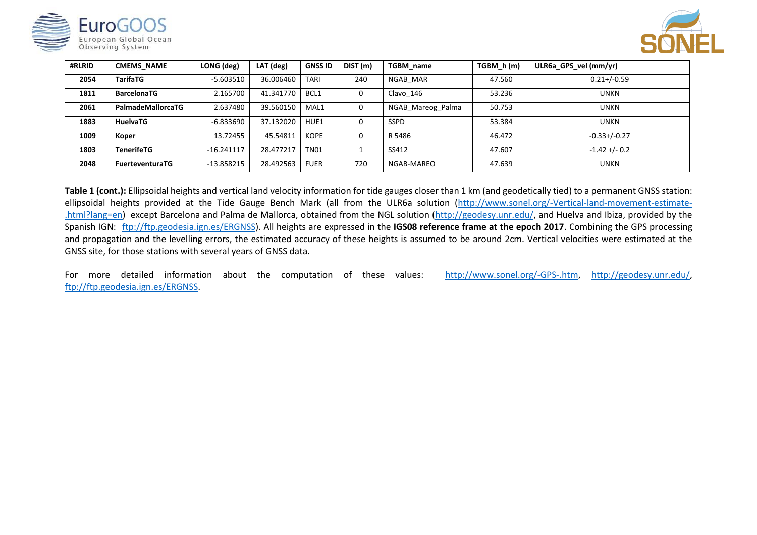| #RLRID | CMEMS_NAME | LONG (deg) | LAT (deg) | GNSS ID | DIST (m) | TGBM_name | TGBM_h (m) | ULR6a_GPS_vel (mm/yr) |
|---|---|---|---|---|---|---|---|---|
| **2054** | **TarifaTG** | -5.603510 | 36.006460 | TARI | 240 | NGAB_MAR | 47.560 | 0.21+/-0.59 |
| **1811** | **BarcelonaTG** | 2.165700 | 41.341770 | BCL1 | 0 | Clavo_146 | 53.236 | UNKN |
| **2061** | **PalmadeMallorcaTG** | 2.637480 | 39.560150 | MAL1 | 0 | NGAB_Mareog_Palma | 50.753 | UNKN |
| **1883** | **HuelvaTG** | -6.833690 | 37.132020 | HUE1 | 0 | SSPD | 53.384 | UNKN |
| **1009** | **Koper** | 13.72455 | 45.54811 | KOPE | 0 | R 5486 | 46.472 | -0.33+/-0.27 |
| **1803** | **TenerifeTG** | -16.241117 | 28.477217 | TN01 | 1 | SS412 | 47.607 | -1.42 +/- 0.2 |
| **2048** | **FuerteventuraTG** | -13.858215 | 28.492563 | FUER | 720 | NGAB-MAREO | 47.639 | UNKN |

**Table 1 (cont.):** Ellipsoidal heights and vertical land velocity information for tide gauges closer than 1 km (and geodetically tied) to a permanent GNSS station: ellipsoidal heights provided at the Tide Gauge Bench Mark (all from the ULR6a solution (http://www.sonel.org/-Vertical-land-movement-estimate-.html?lang=en) except Barcelona and Palma de Mallorca, obtained from the NGL solution (http://geodesy.unr.edu/, and Huelva and Ibiza, provided by the Spanish IGN: ftp://ftp.geodesia.ign.es/ERGNSS). All heights are expressed in the **IGS08 reference frame at the epoch 2017**. Combining the GPS processing and propagation and the levelling errors, the estimated accuracy of these heights is assumed to be around 2cm. Vertical velocities were estimated at the GNSS site, for those stations with several years of GNSS data.

For more detailed information about the computation of these values: http://www.sonel.org/-GPS-.htm, http://geodesy.unr.edu/, ftp://ftp.geodesia.ign.es/ERGNSS.